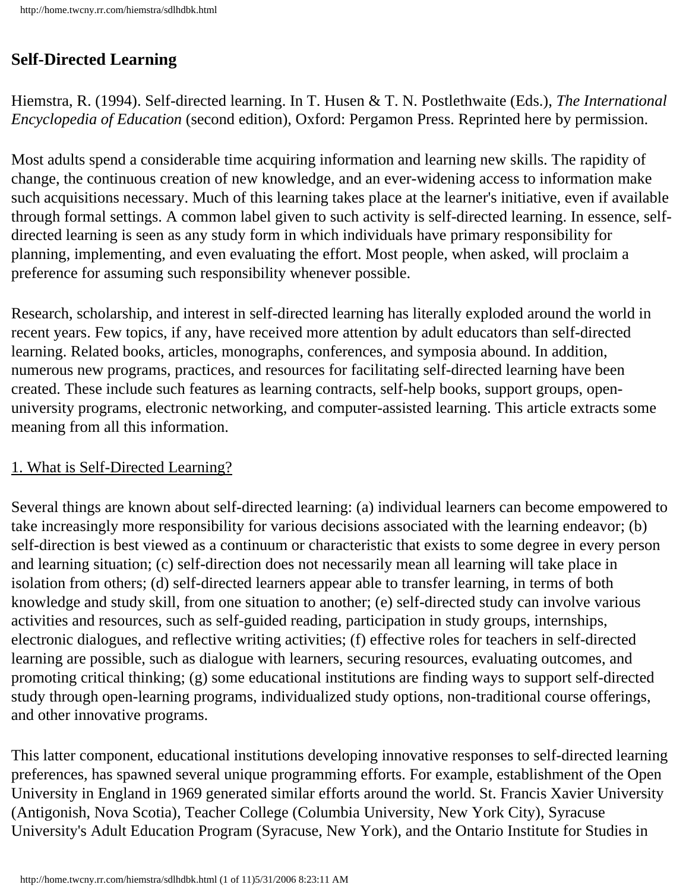## Self-Directed Learning

Hiemstra, R. (1994). Self-directed learning. In T. Husen & T. N. Postlethwaite (Eds.), *The International Encyclopedia of Education* (second edition), Oxford: Pergamon Press. Reprinted here by permission.

Most adults spend a considerable time acquiring information and learning new skills. The rapidity of change, the continuous creation of new knowledge, and an ever-widening access to information make such acquisitions necessary. Much of this learning takes place at the learner's initiative, even if available through formal settings. A common label given to such activity is self-directed learning. In essence, self-directed learning is seen as any study form in which individuals have primary responsibility for planning, implementing, and even evaluating the effort. Most people, when asked, will proclaim a preference for assuming such responsibility whenever possible.

Research, scholarship, and interest in self-directed learning has literally exploded around the world in recent years. Few topics, if any, have received more attention by adult educators than self-directed learning. Related books, articles, monographs, conferences, and symposia abound. In addition, numerous new programs, practices, and resources for facilitating self-directed learning have been created. These include such features as learning contracts, self-help books, support groups, open-university programs, electronic networking, and computer-assisted learning. This article extracts some meaning from all this information.

### 1. What is Self-Directed Learning?

Several things are known about self-directed learning: (a) individual learners can become empowered to take increasingly more responsibility for various decisions associated with the learning endeavor; (b) self-direction is best viewed as a continuum or characteristic that exists to some degree in every person and learning situation; (c) self-direction does not necessarily mean all learning will take place in isolation from others; (d) self-directed learners appear able to transfer learning, in terms of both knowledge and study skill, from one situation to another; (e) self-directed study can involve various activities and resources, such as self-guided reading, participation in study groups, internships, electronic dialogues, and reflective writing activities; (f) effective roles for teachers in self-directed learning are possible, such as dialogue with learners, securing resources, evaluating outcomes, and promoting critical thinking; (g) some educational institutions are finding ways to support self-directed study through open-learning programs, individualized study options, non-traditional course offerings, and other innovative programs.

This latter component, educational institutions developing innovative responses to self-directed learning preferences, has spawned several unique programming efforts. For example, establishment of the Open University in England in 1969 generated similar efforts around the world. St. Francis Xavier University (Antigonish, Nova Scotia), Teacher College (Columbia University, New York City), Syracuse University's Adult Education Program (Syracuse, New York), and the Ontario Institute for Studies in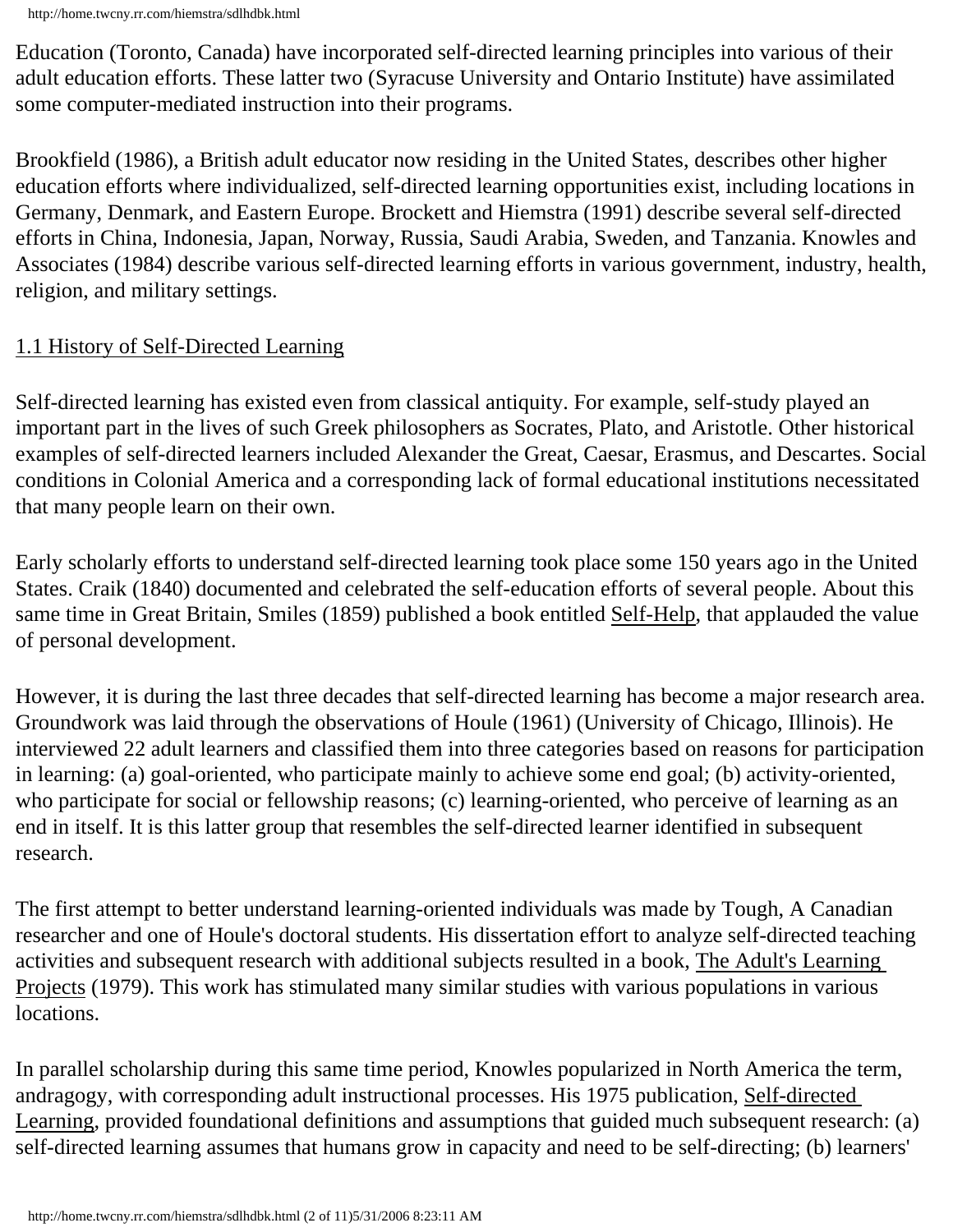Education (Toronto, Canada) have incorporated self-directed learning principles into various of their adult education efforts. These latter two (Syracuse University and Ontario Institute) have assimilated some computer-mediated instruction into their programs.

Brookfield (1986), a British adult educator now residing in the United States, describes other higher education efforts where individualized, self-directed learning opportunities exist, including locations in Germany, Denmark, and Eastern Europe. Brockett and Hiemstra (1991) describe several self-directed efforts in China, Indonesia, Japan, Norway, Russia, Saudi Arabia, Sweden, and Tanzania. Knowles and Associates (1984) describe various self-directed learning efforts in various government, industry, health, religion, and military settings.

## 1.1 History of Self-Directed Learning

Self-directed learning has existed even from classical antiquity. For example, self-study played an important part in the lives of such Greek philosophers as Socrates, Plato, and Aristotle. Other historical examples of self-directed learners included Alexander the Great, Caesar, Erasmus, and Descartes. Social conditions in Colonial America and a corresponding lack of formal educational institutions necessitated that many people learn on their own.

Early scholarly efforts to understand self-directed learning took place some 150 years ago in the United States. Craik (1840) documented and celebrated the self-education efforts of several people. About this same time in Great Britain, Smiles (1859) published a book entitled Self-Help, that applauded the value of personal development.

However, it is during the last three decades that self-directed learning has become a major research area. Groundwork was laid through the observations of Houle (1961) (University of Chicago, Illinois). He interviewed 22 adult learners and classified them into three categories based on reasons for participation in learning: (a) goal-oriented, who participate mainly to achieve some end goal; (b) activity-oriented, who participate for social or fellowship reasons; (c) learning-oriented, who perceive of learning as an end in itself. It is this latter group that resembles the self-directed learner identified in subsequent research.

The first attempt to better understand learning-oriented individuals was made by Tough, A Canadian researcher and one of Houle's doctoral students. His dissertation effort to analyze self-directed teaching activities and subsequent research with additional subjects resulted in a book, The Adult's Learning Projects (1979). This work has stimulated many similar studies with various populations in various locations.

In parallel scholarship during this same time period, Knowles popularized in North America the term, andragogy, with corresponding adult instructional processes. His 1975 publication, Self-directed Learning, provided foundational definitions and assumptions that guided much subsequent research: (a) self-directed learning assumes that humans grow in capacity and need to be self-directing; (b) learners'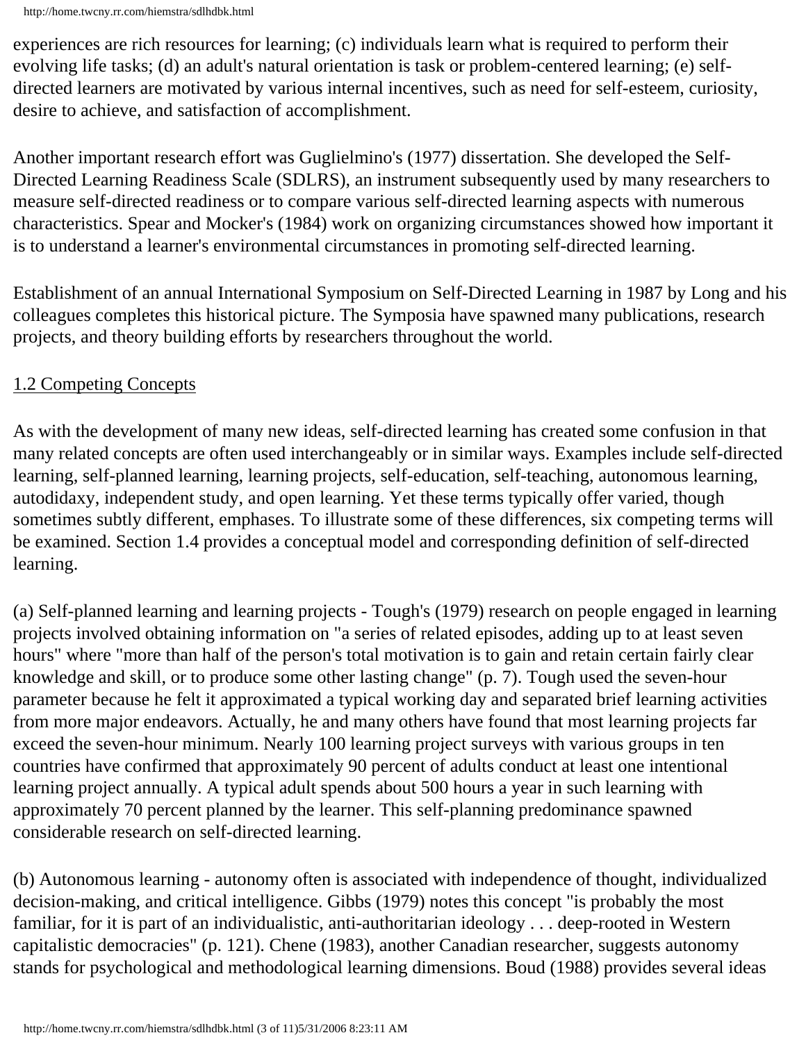experiences are rich resources for learning; (c) individuals learn what is required to perform their evolving life tasks; (d) an adult's natural orientation is task or problem-centered learning; (e) self-directed learners are motivated by various internal incentives, such as need for self-esteem, curiosity, desire to achieve, and satisfaction of accomplishment.

Another important research effort was Guglielmino's (1977) dissertation. She developed the Self-Directed Learning Readiness Scale (SDLRS), an instrument subsequently used by many researchers to measure self-directed readiness or to compare various self-directed learning aspects with numerous characteristics. Spear and Mocker's (1984) work on organizing circumstances showed how important it is to understand a learner's environmental circumstances in promoting self-directed learning.

Establishment of an annual International Symposium on Self-Directed Learning in 1987 by Long and his colleagues completes this historical picture. The Symposia have spawned many publications, research projects, and theory building efforts by researchers throughout the world.

## 1.2 Competing Concepts

As with the development of many new ideas, self-directed learning has created some confusion in that many related concepts are often used interchangeably or in similar ways. Examples include self-directed learning, self-planned learning, learning projects, self-education, self-teaching, autonomous learning, autodidaxy, independent study, and open learning. Yet these terms typically offer varied, though sometimes subtly different, emphases. To illustrate some of these differences, six competing terms will be examined. Section 1.4 provides a conceptual model and corresponding definition of self-directed learning.

(a) Self-planned learning and learning projects - Tough's (1979) research on people engaged in learning projects involved obtaining information on "a series of related episodes, adding up to at least seven hours" where "more than half of the person's total motivation is to gain and retain certain fairly clear knowledge and skill, or to produce some other lasting change" (p. 7). Tough used the seven-hour parameter because he felt it approximated a typical working day and separated brief learning activities from more major endeavors. Actually, he and many others have found that most learning projects far exceed the seven-hour minimum. Nearly 100 learning project surveys with various groups in ten countries have confirmed that approximately 90 percent of adults conduct at least one intentional learning project annually. A typical adult spends about 500 hours a year in such learning with approximately 70 percent planned by the learner. This self-planning predominance spawned considerable research on self-directed learning.

(b) Autonomous learning - autonomy often is associated with independence of thought, individualized decision-making, and critical intelligence. Gibbs (1979) notes this concept "is probably the most familiar, for it is part of an individualistic, anti-authoritarian ideology . . . deep-rooted in Western capitalistic democracies" (p. 121). Chene (1983), another Canadian researcher, suggests autonomy stands for psychological and methodological learning dimensions. Boud (1988) provides several ideas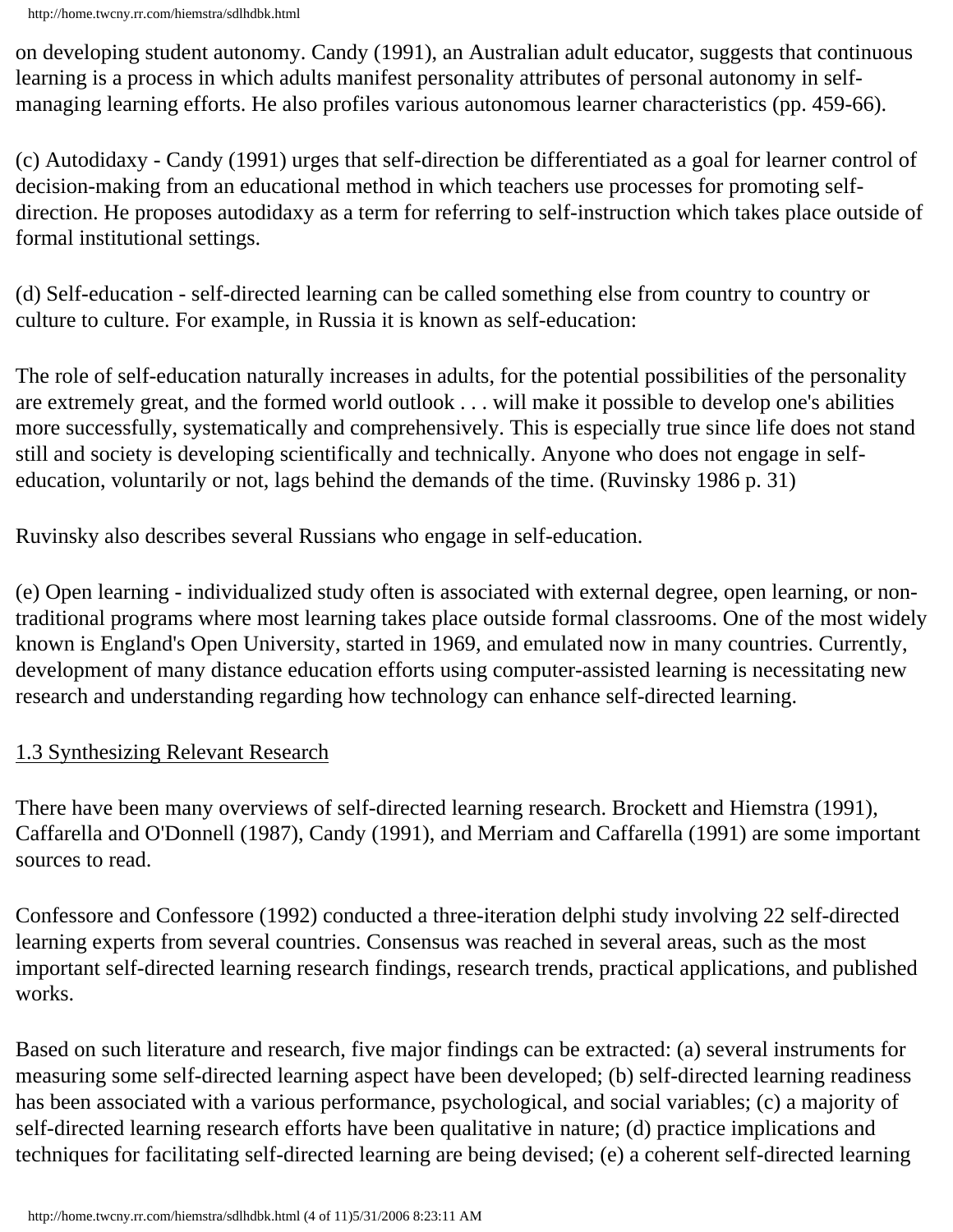on developing student autonomy. Candy (1991), an Australian adult educator, suggests that continuous learning is a process in which adults manifest personality attributes of personal autonomy in self-managing learning efforts. He also profiles various autonomous learner characteristics (pp. 459-66).

(c) Autodidaxy - Candy (1991) urges that self-direction be differentiated as a goal for learner control of decision-making from an educational method in which teachers use processes for promoting self-direction. He proposes autodidaxy as a term for referring to self-instruction which takes place outside of formal institutional settings.

(d) Self-education - self-directed learning can be called something else from country to country or culture to culture. For example, in Russia it is known as self-education:

The role of self-education naturally increases in adults, for the potential possibilities of the personality are extremely great, and the formed world outlook . . . will make it possible to develop one's abilities more successfully, systematically and comprehensively. This is especially true since life does not stand still and society is developing scientifically and technically. Anyone who does not engage in self-education, voluntarily or not, lags behind the demands of the time. (Ruvinsky 1986 p. 31)

Ruvinsky also describes several Russians who engage in self-education.

(e) Open learning - individualized study often is associated with external degree, open learning, or non-traditional programs where most learning takes place outside formal classrooms. One of the most widely known is England's Open University, started in 1969, and emulated now in many countries. Currently, development of many distance education efforts using computer-assisted learning is necessitating new research and understanding regarding how technology can enhance self-directed learning.

## 1.3 Synthesizing Relevant Research

There have been many overviews of self-directed learning research. Brockett and Hiemstra (1991), Caffarella and O'Donnell (1987), Candy (1991), and Merriam and Caffarella (1991) are some important sources to read.

Confessore and Confessore (1992) conducted a three-iteration delphi study involving 22 self-directed learning experts from several countries. Consensus was reached in several areas, such as the most important self-directed learning research findings, research trends, practical applications, and published works.

Based on such literature and research, five major findings can be extracted: (a) several instruments for measuring some self-directed learning aspect have been developed; (b) self-directed learning readiness has been associated with a various performance, psychological, and social variables; (c) a majority of self-directed learning research efforts have been qualitative in nature; (d) practice implications and techniques for facilitating self-directed learning are being devised; (e) a coherent self-directed learning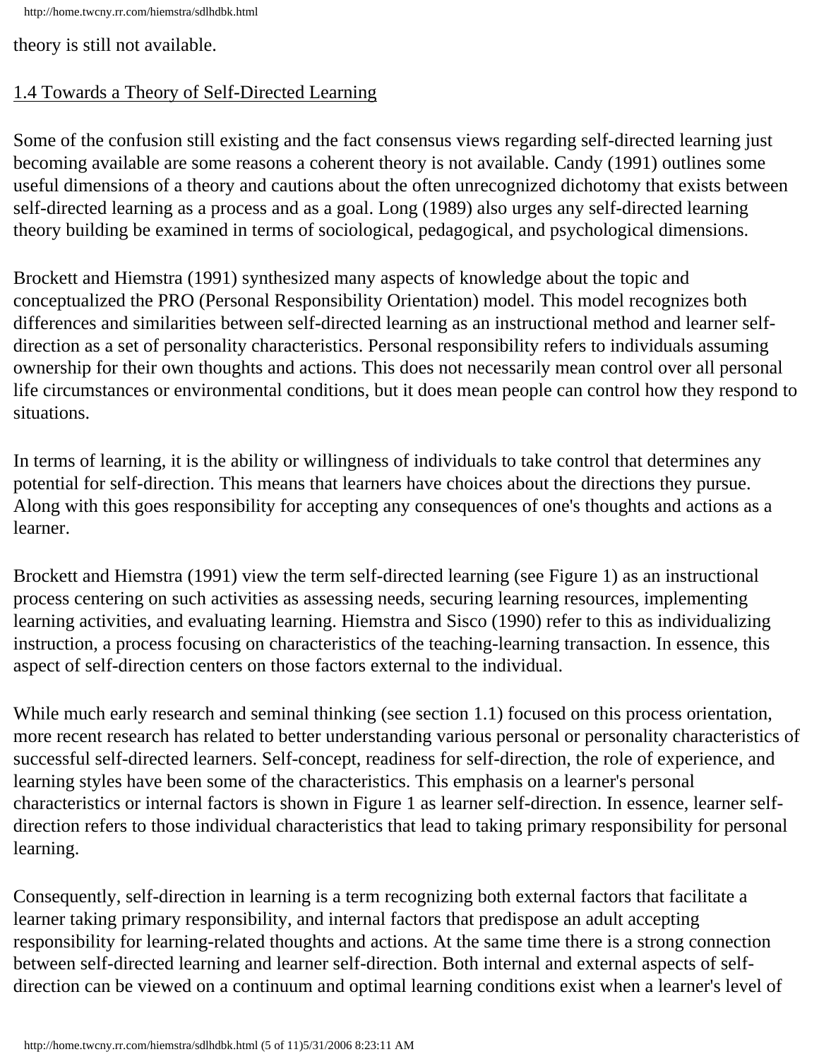theory is still not available.

## 1.4 Towards a Theory of Self-Directed Learning

Some of the confusion still existing and the fact consensus views regarding self-directed learning just becoming available are some reasons a coherent theory is not available. Candy (1991) outlines some useful dimensions of a theory and cautions about the often unrecognized dichotomy that exists between self-directed learning as a process and as a goal. Long (1989) also urges any self-directed learning theory building be examined in terms of sociological, pedagogical, and psychological dimensions.

Brockett and Hiemstra (1991) synthesized many aspects of knowledge about the topic and conceptualized the PRO (Personal Responsibility Orientation) model. This model recognizes both differences and similarities between self-directed learning as an instructional method and learner self-direction as a set of personality characteristics. Personal responsibility refers to individuals assuming ownership for their own thoughts and actions. This does not necessarily mean control over all personal life circumstances or environmental conditions, but it does mean people can control how they respond to situations.

In terms of learning, it is the ability or willingness of individuals to take control that determines any potential for self-direction. This means that learners have choices about the directions they pursue. Along with this goes responsibility for accepting any consequences of one's thoughts and actions as a learner.

Brockett and Hiemstra (1991) view the term self-directed learning (see Figure 1) as an instructional process centering on such activities as assessing needs, securing learning resources, implementing learning activities, and evaluating learning. Hiemstra and Sisco (1990) refer to this as individualizing instruction, a process focusing on characteristics of the teaching-learning transaction. In essence, this aspect of self-direction centers on those factors external to the individual.

While much early research and seminal thinking (see section 1.1) focused on this process orientation, more recent research has related to better understanding various personal or personality characteristics of successful self-directed learners. Self-concept, readiness for self-direction, the role of experience, and learning styles have been some of the characteristics. This emphasis on a learner's personal characteristics or internal factors is shown in Figure 1 as learner self-direction. In essence, learner self-direction refers to those individual characteristics that lead to taking primary responsibility for personal learning.

Consequently, self-direction in learning is a term recognizing both external factors that facilitate a learner taking primary responsibility, and internal factors that predispose an adult accepting responsibility for learning-related thoughts and actions. At the same time there is a strong connection between self-directed learning and learner self-direction. Both internal and external aspects of self-direction can be viewed on a continuum and optimal learning conditions exist when a learner's level of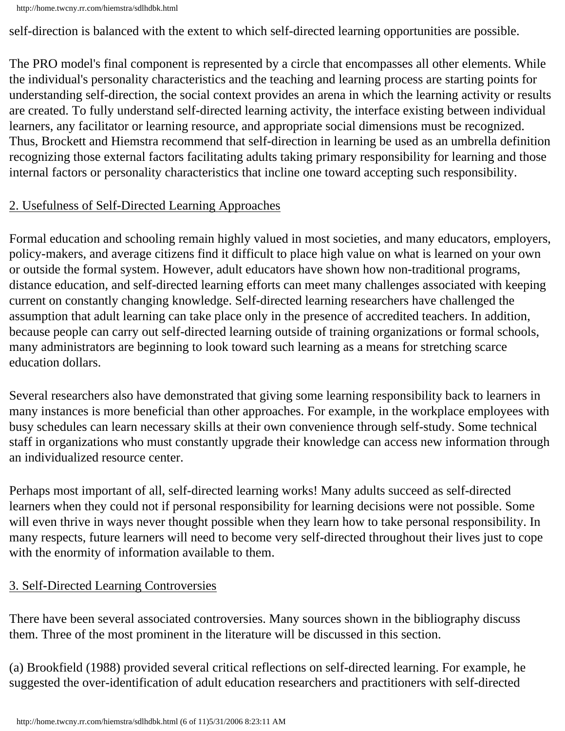self-direction is balanced with the extent to which self-directed learning opportunities are possible.

The PRO model's final component is represented by a circle that encompasses all other elements. While the individual's personality characteristics and the teaching and learning process are starting points for understanding self-direction, the social context provides an arena in which the learning activity or results are created. To fully understand self-directed learning activity, the interface existing between individual learners, any facilitator or learning resource, and appropriate social dimensions must be recognized. Thus, Brockett and Hiemstra recommend that self-direction in learning be used as an umbrella definition recognizing those external factors facilitating adults taking primary responsibility for learning and those internal factors or personality characteristics that incline one toward accepting such responsibility.

## 2. Usefulness of Self-Directed Learning Approaches

Formal education and schooling remain highly valued in most societies, and many educators, employers, policy-makers, and average citizens find it difficult to place high value on what is learned on your own or outside the formal system. However, adult educators have shown how non-traditional programs, distance education, and self-directed learning efforts can meet many challenges associated with keeping current on constantly changing knowledge. Self-directed learning researchers have challenged the assumption that adult learning can take place only in the presence of accredited teachers. In addition, because people can carry out self-directed learning outside of training organizations or formal schools, many administrators are beginning to look toward such learning as a means for stretching scarce education dollars.

Several researchers also have demonstrated that giving some learning responsibility back to learners in many instances is more beneficial than other approaches. For example, in the workplace employees with busy schedules can learn necessary skills at their own convenience through self-study. Some technical staff in organizations who must constantly upgrade their knowledge can access new information through an individualized resource center.

Perhaps most important of all, self-directed learning works! Many adults succeed as self-directed learners when they could not if personal responsibility for learning decisions were not possible. Some will even thrive in ways never thought possible when they learn how to take personal responsibility. In many respects, future learners will need to become very self-directed throughout their lives just to cope with the enormity of information available to them.

## 3. Self-Directed Learning Controversies

There have been several associated controversies. Many sources shown in the bibliography discuss them. Three of the most prominent in the literature will be discussed in this section.

(a) Brookfield (1988) provided several critical reflections on self-directed learning. For example, he suggested the over-identification of adult education researchers and practitioners with self-directed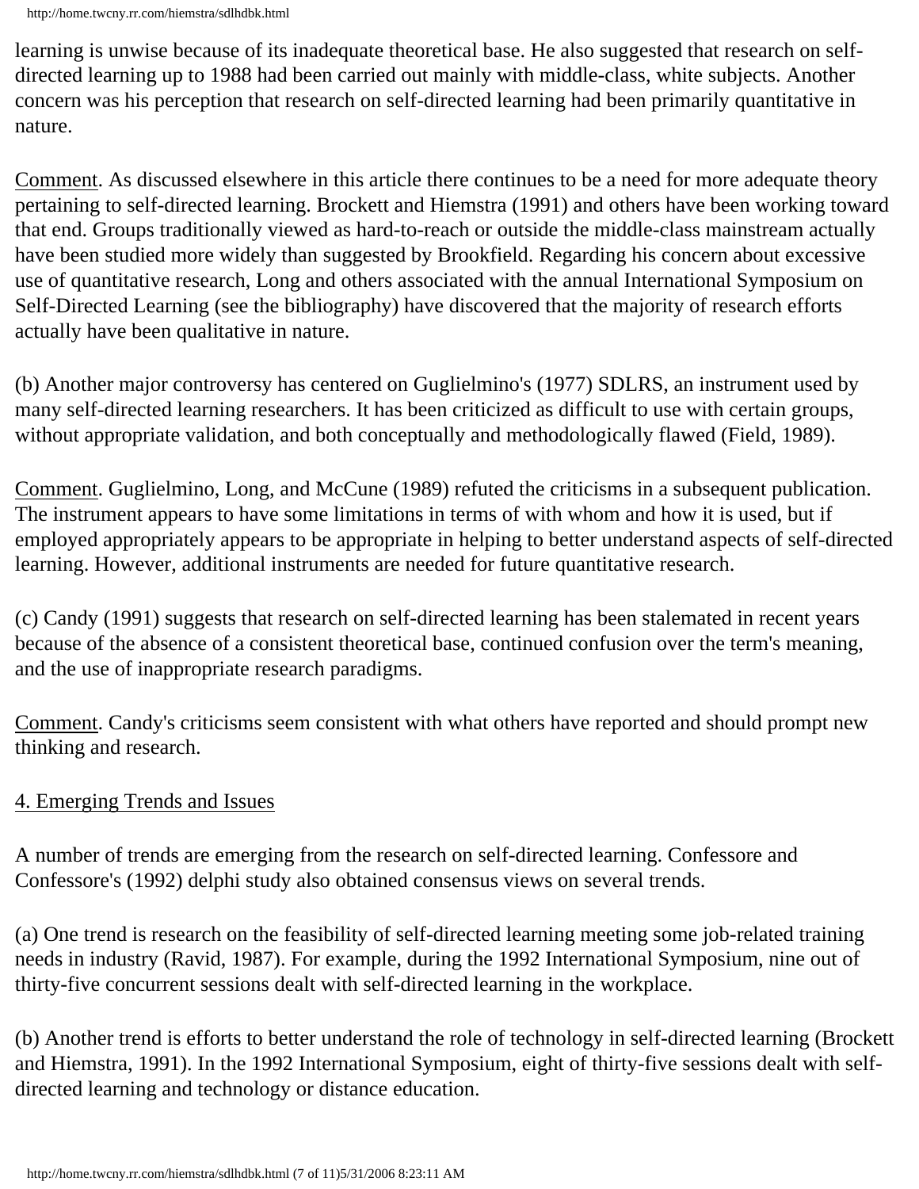learning is unwise because of its inadequate theoretical base. He also suggested that research on self-directed learning up to 1988 had been carried out mainly with middle-class, white subjects. Another concern was his perception that research on self-directed learning had been primarily quantitative in nature.

Comment. As discussed elsewhere in this article there continues to be a need for more adequate theory pertaining to self-directed learning. Brockett and Hiemstra (1991) and others have been working toward that end. Groups traditionally viewed as hard-to-reach or outside the middle-class mainstream actually have been studied more widely than suggested by Brookfield. Regarding his concern about excessive use of quantitative research, Long and others associated with the annual International Symposium on Self-Directed Learning (see the bibliography) have discovered that the majority of research efforts actually have been qualitative in nature.

(b) Another major controversy has centered on Guglielmino's (1977) SDLRS, an instrument used by many self-directed learning researchers. It has been criticized as difficult to use with certain groups, without appropriate validation, and both conceptually and methodologically flawed (Field, 1989).

Comment. Guglielmino, Long, and McCune (1989) refuted the criticisms in a subsequent publication. The instrument appears to have some limitations in terms of with whom and how it is used, but if employed appropriately appears to be appropriate in helping to better understand aspects of self-directed learning. However, additional instruments are needed for future quantitative research.

(c) Candy (1991) suggests that research on self-directed learning has been stalemated in recent years because of the absence of a consistent theoretical base, continued confusion over the term's meaning, and the use of inappropriate research paradigms.

Comment. Candy's criticisms seem consistent with what others have reported and should prompt new thinking and research.

## 4. Emerging Trends and Issues

A number of trends are emerging from the research on self-directed learning. Confessore and Confessore's (1992) delphi study also obtained consensus views on several trends.

(a) One trend is research on the feasibility of self-directed learning meeting some job-related training needs in industry (Ravid, 1987). For example, during the 1992 International Symposium, nine out of thirty-five concurrent sessions dealt with self-directed learning in the workplace.

(b) Another trend is efforts to better understand the role of technology in self-directed learning (Brockett and Hiemstra, 1991). In the 1992 International Symposium, eight of thirty-five sessions dealt with self-directed learning and technology or distance education.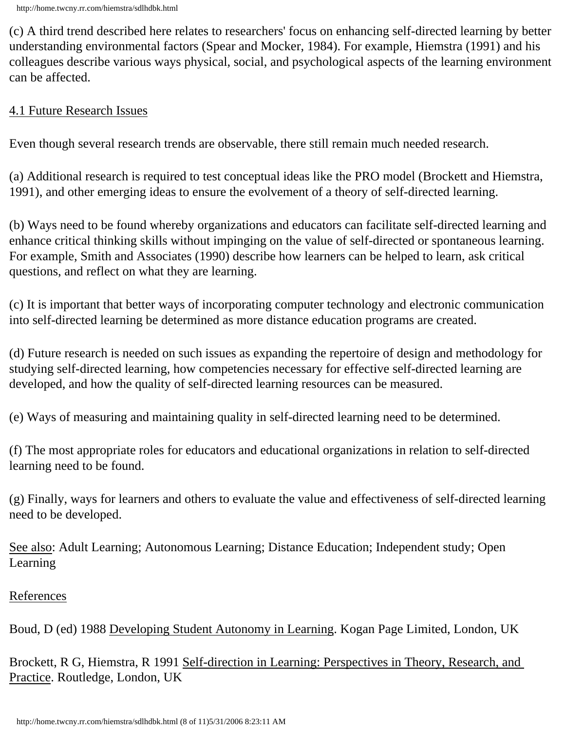(c) A third trend described here relates to researchers' focus on enhancing self-directed learning by better understanding environmental factors (Spear and Mocker, 1984). For example, Hiemstra (1991) and his colleagues describe various ways physical, social, and psychological aspects of the learning environment can be affected.

## 4.1 Future Research Issues

Even though several research trends are observable, there still remain much needed research.

(a) Additional research is required to test conceptual ideas like the PRO model (Brockett and Hiemstra, 1991), and other emerging ideas to ensure the evolvement of a theory of self-directed learning.

(b) Ways need to be found whereby organizations and educators can facilitate self-directed learning and enhance critical thinking skills without impinging on the value of self-directed or spontaneous learning. For example, Smith and Associates (1990) describe how learners can be helped to learn, ask critical questions, and reflect on what they are learning.

(c) It is important that better ways of incorporating computer technology and electronic communication into self-directed learning be determined as more distance education programs are created.

(d) Future research is needed on such issues as expanding the repertoire of design and methodology for studying self-directed learning, how competencies necessary for effective self-directed learning are developed, and how the quality of self-directed learning resources can be measured.

(e) Ways of measuring and maintaining quality in self-directed learning need to be determined.

(f) The most appropriate roles for educators and educational organizations in relation to self-directed learning need to be found.

(g) Finally, ways for learners and others to evaluate the value and effectiveness of self-directed learning need to be developed.

See also: Adult Learning; Autonomous Learning; Distance Education; Independent study; Open Learning

## References

Boud, D (ed) 1988 Developing Student Autonomy in Learning. Kogan Page Limited, London, UK

Brockett, R G, Hiemstra, R 1991 Self-direction in Learning: Perspectives in Theory, Research, and Practice. Routledge, London, UK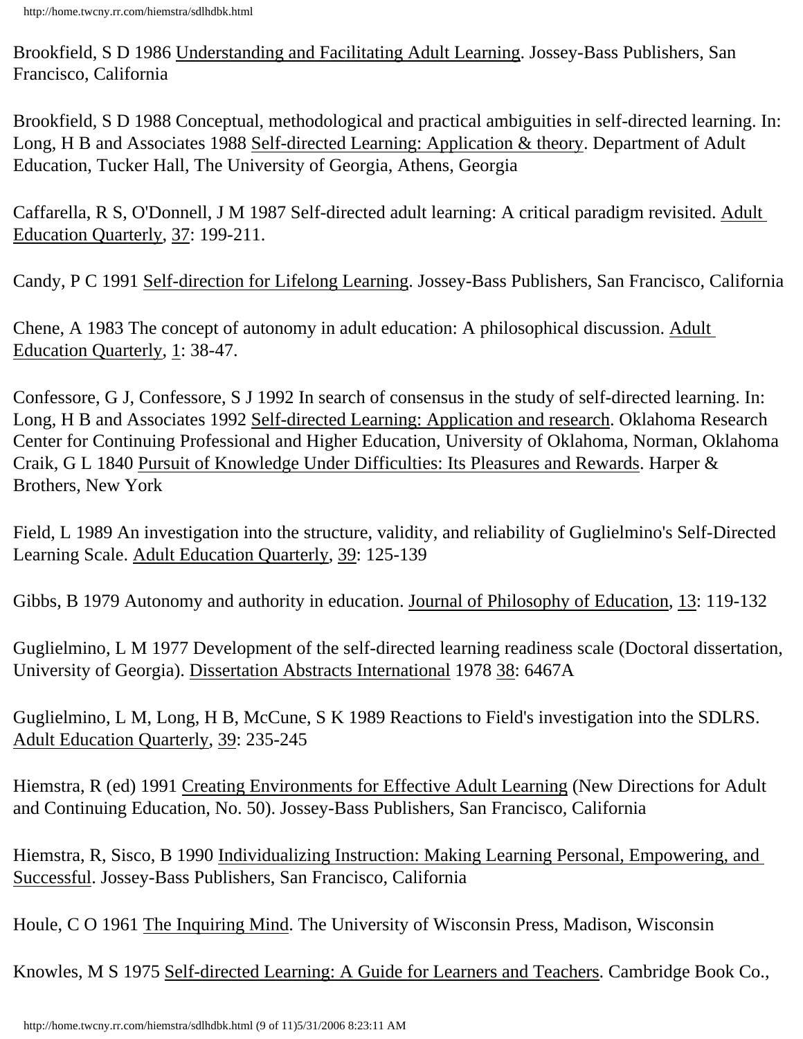Brookfield, S D 1986 Understanding and Facilitating Adult Learning. Jossey-Bass Publishers, San Francisco, California

Brookfield, S D 1988 Conceptual, methodological and practical ambiguities in self-directed learning. In: Long, H B and Associates 1988 Self-directed Learning: Application & theory. Department of Adult Education, Tucker Hall, The University of Georgia, Athens, Georgia

Caffarella, R S, O'Donnell, J M 1987 Self-directed adult learning: A critical paradigm revisited. Adult Education Quarterly, 37: 199-211.

Candy, P C 1991 Self-direction for Lifelong Learning. Jossey-Bass Publishers, San Francisco, California

Chene, A 1983 The concept of autonomy in adult education: A philosophical discussion. Adult Education Quarterly, 1: 38-47.

Confessore, G J, Confessore, S J 1992 In search of consensus in the study of self-directed learning. In: Long, H B and Associates 1992 Self-directed Learning: Application and research. Oklahoma Research Center for Continuing Professional and Higher Education, University of Oklahoma, Norman, Oklahoma
Craik, G L 1840 Pursuit of Knowledge Under Difficulties: Its Pleasures and Rewards. Harper & Brothers, New York

Field, L 1989 An investigation into the structure, validity, and reliability of Guglielmino's Self-Directed Learning Scale. Adult Education Quarterly, 39: 125-139

Gibbs, B 1979 Autonomy and authority in education. Journal of Philosophy of Education, 13: 119-132

Guglielmino, L M 1977 Development of the self-directed learning readiness scale (Doctoral dissertation, University of Georgia). Dissertation Abstracts International 1978 38: 6467A

Guglielmino, L M, Long, H B, McCune, S K 1989 Reactions to Field's investigation into the SDLRS. Adult Education Quarterly, 39: 235-245

Hiemstra, R (ed) 1991 Creating Environments for Effective Adult Learning (New Directions for Adult and Continuing Education, No. 50). Jossey-Bass Publishers, San Francisco, California

Hiemstra, R, Sisco, B 1990 Individualizing Instruction: Making Learning Personal, Empowering, and Successful. Jossey-Bass Publishers, San Francisco, California

Houle, C O 1961 The Inquiring Mind. The University of Wisconsin Press, Madison, Wisconsin

Knowles, M S 1975 Self-directed Learning: A Guide for Learners and Teachers. Cambridge Book Co.,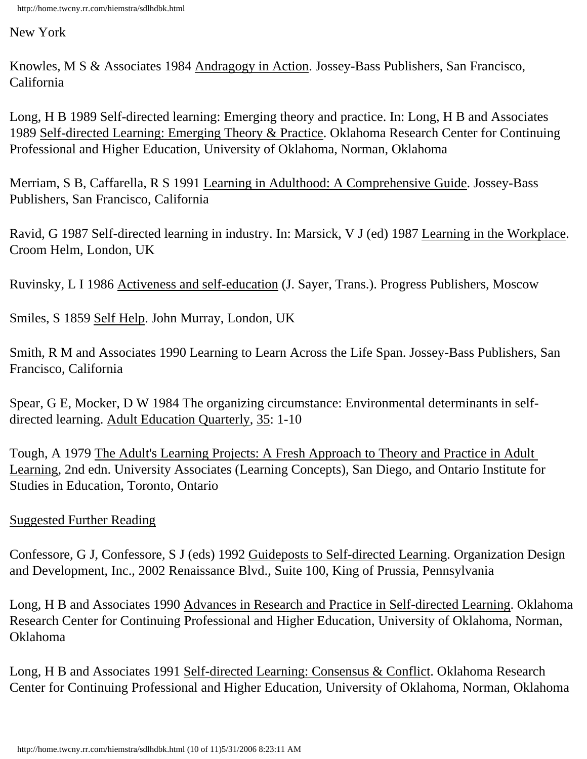New York

Knowles, M S & Associates 1984 Andragogy in Action. Jossey-Bass Publishers, San Francisco, California

Long, H B 1989 Self-directed learning: Emerging theory and practice. In: Long, H B and Associates 1989 Self-directed Learning: Emerging Theory & Practice. Oklahoma Research Center for Continuing Professional and Higher Education, University of Oklahoma, Norman, Oklahoma

Merriam, S B, Caffarella, R S 1991 Learning in Adulthood: A Comprehensive Guide. Jossey-Bass Publishers, San Francisco, California

Ravid, G 1987 Self-directed learning in industry. In: Marsick, V J (ed) 1987 Learning in the Workplace. Croom Helm, London, UK

Ruvinsky, L I 1986 Activeness and self-education (J. Sayer, Trans.). Progress Publishers, Moscow

Smiles, S 1859 Self Help. John Murray, London, UK

Smith, R M and Associates 1990 Learning to Learn Across the Life Span. Jossey-Bass Publishers, San Francisco, California

Spear, G E, Mocker, D W 1984 The organizing circumstance: Environmental determinants in self-directed learning. Adult Education Quarterly, 35: 1-10

Tough, A 1979 The Adult's Learning Projects: A Fresh Approach to Theory and Practice in Adult Learning, 2nd edn. University Associates (Learning Concepts), San Diego, and Ontario Institute for Studies in Education, Toronto, Ontario

## Suggested Further Reading

Confessore, G J, Confessore, S J (eds) 1992 Guideposts to Self-directed Learning. Organization Design and Development, Inc., 2002 Renaissance Blvd., Suite 100, King of Prussia, Pennsylvania

Long, H B and Associates 1990 Advances in Research and Practice in Self-directed Learning. Oklahoma Research Center for Continuing Professional and Higher Education, University of Oklahoma, Norman, Oklahoma

Long, H B and Associates 1991 Self-directed Learning: Consensus & Conflict. Oklahoma Research Center for Continuing Professional and Higher Education, University of Oklahoma, Norman, Oklahoma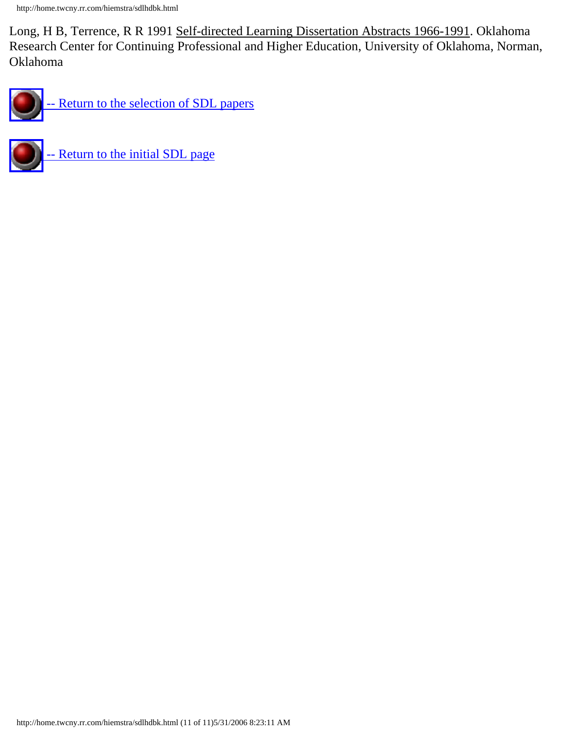Long, H B, Terrence, R R 1991 Self-directed Learning Dissertation Abstracts 1966-1991. Oklahoma Research Center for Continuing Professional and Higher Education, University of Oklahoma, Norman, Oklahoma

-- Return to the selection of SDL papers

-- Return to the initial SDL page